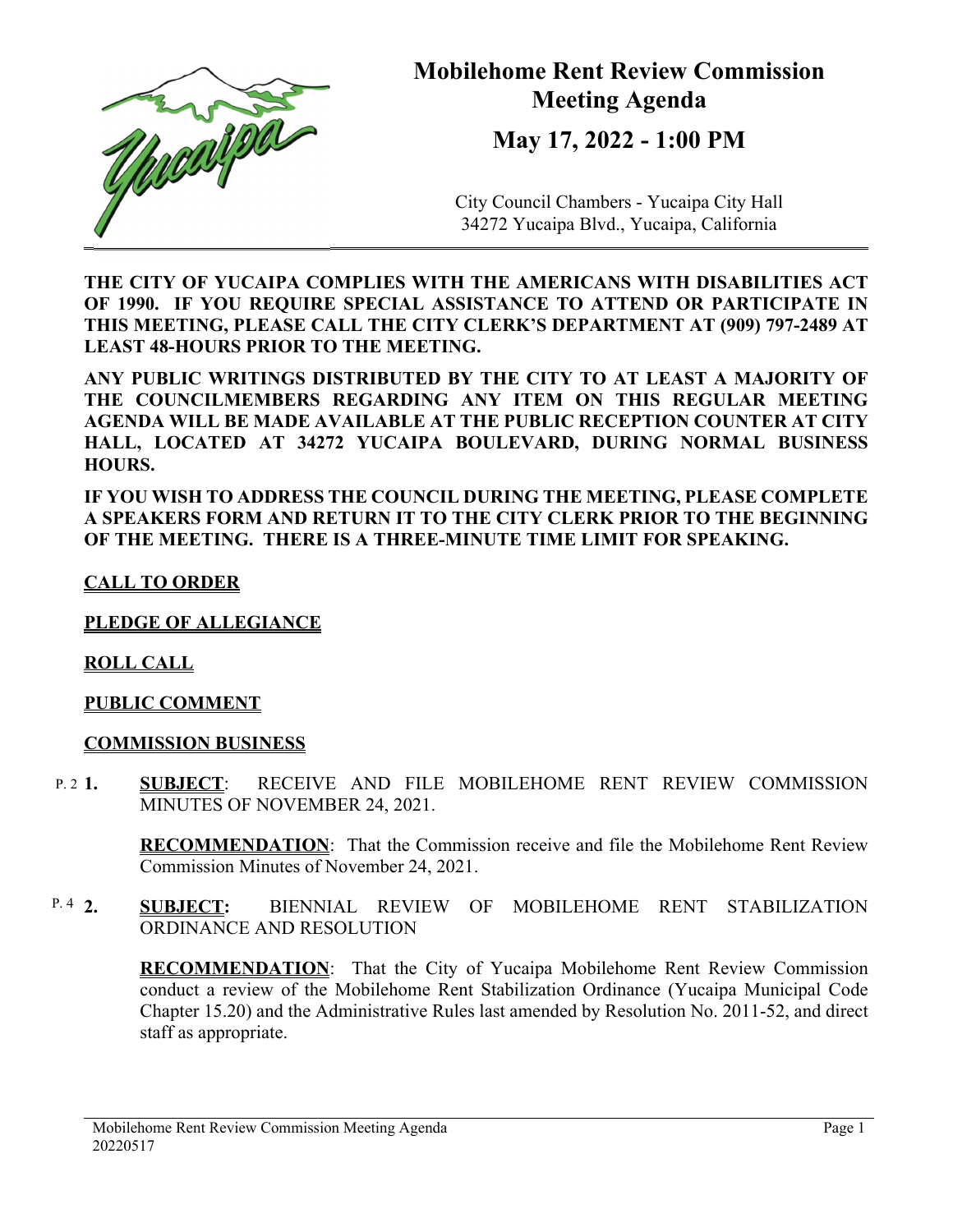# Mobilehome Rent Review Commission Meeting Agenda

## May 17, 2022 - 1:00 PM

City Council Chambers - Yucaipa City Hall
34272 Yucaipa Blvd., Yucaipa, California

**THE CITY OF YUCAIPA COMPLIES WITH THE AMERICANS WITH DISABILITIES ACT OF 1990. IF YOU REQUIRE SPECIAL ASSISTANCE TO ATTEND OR PARTICIPATE IN THIS MEETING, PLEASE CALL THE CITY CLERK'S DEPARTMENT AT (909) 797-2489 AT LEAST 48-HOURS PRIOR TO THE MEETING.**

**ANY PUBLIC WRITINGS DISTRIBUTED BY THE CITY TO AT LEAST A MAJORITY OF THE COUNCILMEMBERS REGARDING ANY ITEM ON THIS REGULAR MEETING AGENDA WILL BE MADE AVAILABLE AT THE PUBLIC RECEPTION COUNTER AT CITY HALL, LOCATED AT 34272 YUCAIPA BOULEVARD, DURING NORMAL BUSINESS HOURS.**

**IF YOU WISH TO ADDRESS THE COUNCIL DURING THE MEETING, PLEASE COMPLETE A SPEAKERS FORM AND RETURN IT TO THE CITY CLERK PRIOR TO THE BEGINNING OF THE MEETING. THERE IS A THREE-MINUTE TIME LIMIT FOR SPEAKING.**

**CALL TO ORDER**

**PLEDGE OF ALLEGIANCE**

**ROLL CALL**

**PUBLIC COMMENT**

**COMMISSION BUSINESS**

P. 2 **1.** **SUBJECT**: RECEIVE AND FILE MOBILEHOME RENT REVIEW COMMISSION MINUTES OF NOVEMBER 24, 2021.

**RECOMMENDATION**: That the Commission receive and file the Mobilehome Rent Review Commission Minutes of November 24, 2021.

P. 4 **2.** **SUBJECT:** BIENNIAL REVIEW OF MOBILEHOME RENT STABILIZATION ORDINANCE AND RESOLUTION

**RECOMMENDATION**: That the City of Yucaipa Mobilehome Rent Review Commission conduct a review of the Mobilehome Rent Stabilization Ordinance (Yucaipa Municipal Code Chapter 15.20) and the Administrative Rules last amended by Resolution No. 2011-52, and direct staff as appropriate.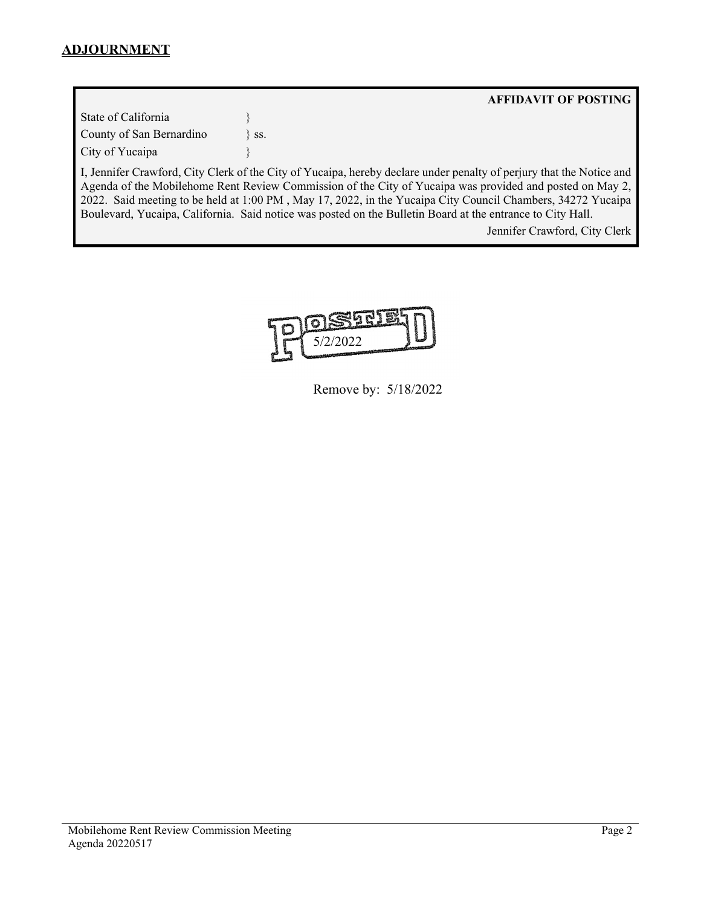## ADJOURNMENT

**AFFIDAVIT OF POSTING**

State of California }
County of San Bernardino } ss.
City of Yucaipa }

I, Jennifer Crawford, City Clerk of the City of Yucaipa, hereby declare under penalty of perjury that the Notice and Agenda of the Mobilehome Rent Review Commission of the City of Yucaipa was provided and posted on May 2, 2022. Said meeting to be held at 1:00 PM , May 17, 2022, in the Yucaipa City Council Chambers, 34272 Yucaipa Boulevard, Yucaipa, California. Said notice was posted on the Bulletin Board at the entrance to City Hall.

Jennifer Crawford, City Clerk

POSTED
5/2/2022

Remove by: 5/18/2022